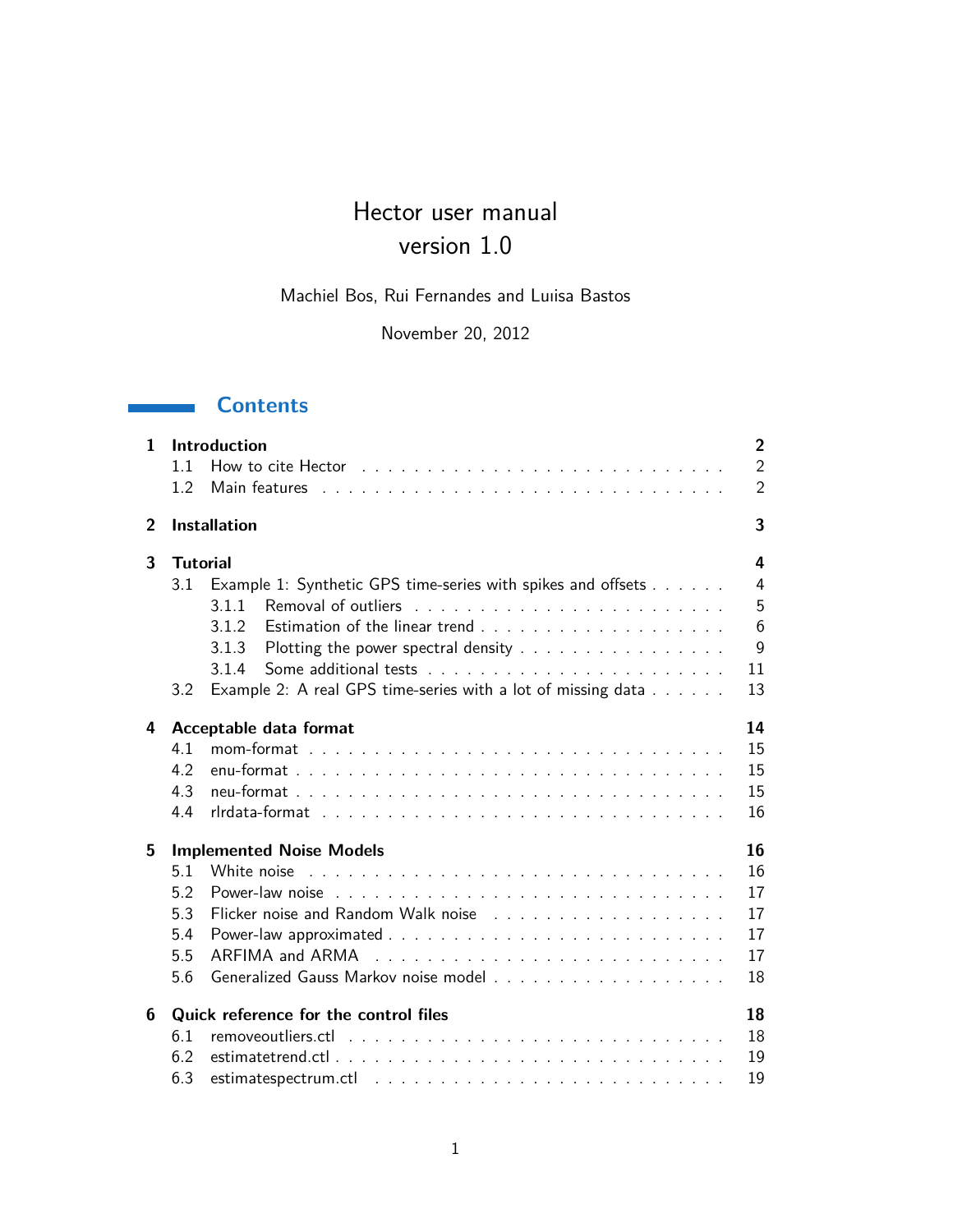# Hector user manual
# version 1.0

Machiel Bos, Rui Fernandes and Luıisa Bastos

November 20, 2012

## Contents

- **1 Introduction** — **2**
  - 1.1 How to cite Hector — 2
  - 1.2 Main features — 2
- **2 Installation** — **3**
- **3 Tutorial** — **4**
  - 3.1 Example 1: Synthetic GPS time-series with spikes and offsets — 4
    - 3.1.1 Removal of outliers — 5
    - 3.1.2 Estimation of the linear trend — 6
    - 3.1.3 Plotting the power spectral density — 9
    - 3.1.4 Some additional tests — 11
  - 3.2 Example 2: A real GPS time-series with a lot of missing data — 13
- **4 Acceptable data format** — **14**
  - 4.1 mom-format — 15
  - 4.2 enu-format — 15
  - 4.3 neu-format — 15
  - 4.4 rlrdata-format — 16
- **5 Implemented Noise Models** — **16**
  - 5.1 White noise — 16
  - 5.2 Power-law noise — 17
  - 5.3 Flicker noise and Random Walk noise — 17
  - 5.4 Power-law approximated — 17
  - 5.5 ARFIMA and ARMA — 17
  - 5.6 Generalized Gauss Markov noise model — 18
- **6 Quick reference for the control files** — **18**
  - 6.1 removeoutliers.ctl — 18
  - 6.2 estimatetrend.ctl — 19
  - 6.3 estimatespectrum.ctl — 19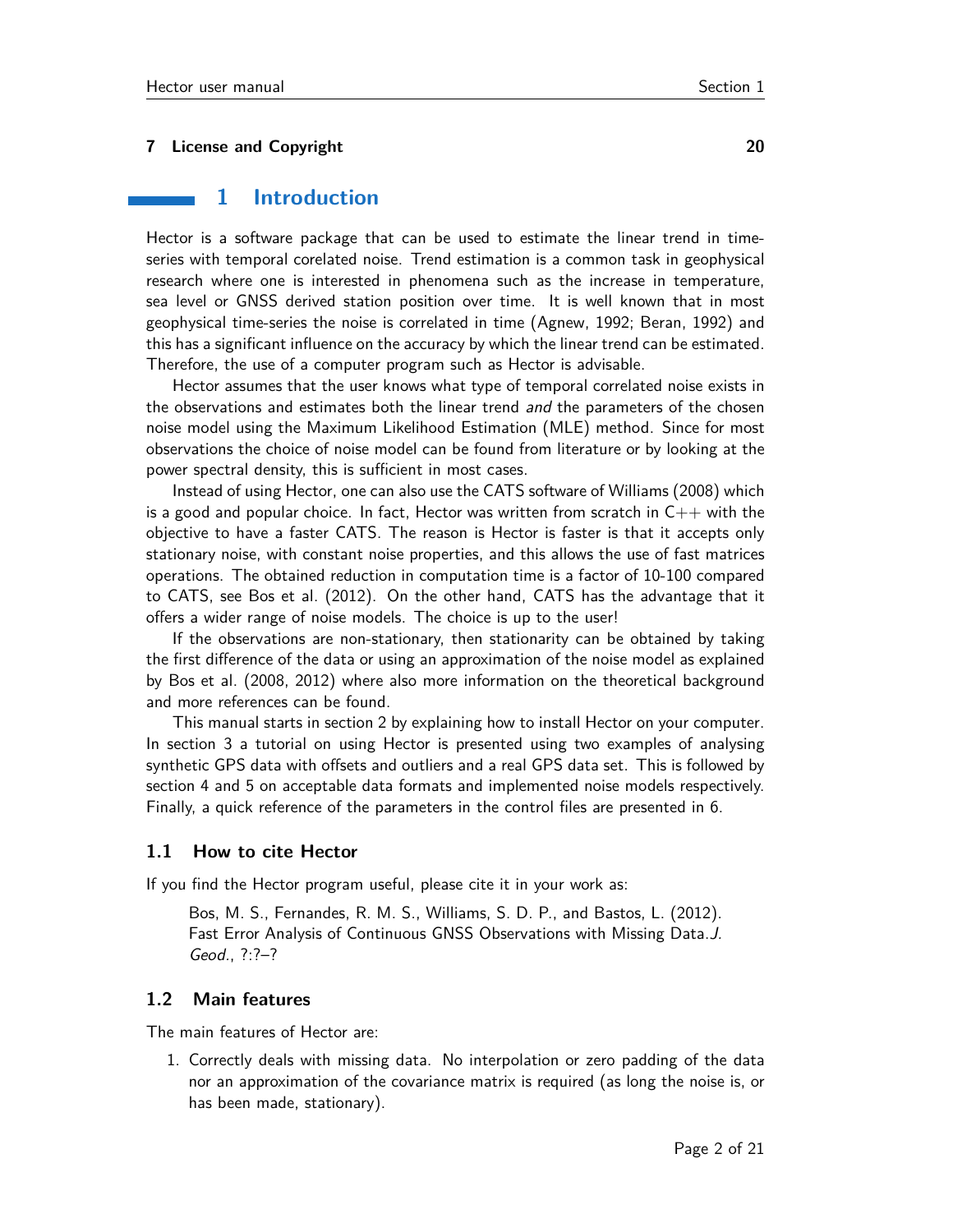**7 License and Copyright 20**

# 1 Introduction

Hector is a software package that can be used to estimate the linear trend in time-series with temporal corelated noise. Trend estimation is a common task in geophysical research where one is interested in phenomena such as the increase in temperature, sea level or GNSS derived station position over time. It is well known that in most geophysical time-series the noise is correlated in time (Agnew, 1992; Beran, 1992) and this has a significant influence on the accuracy by which the linear trend can be estimated. Therefore, the use of a computer program such as Hector is advisable.

Hector assumes that the user knows what type of temporal correlated noise exists in the observations and estimates both the linear trend *and* the parameters of the chosen noise model using the Maximum Likelihood Estimation (MLE) method. Since for most observations the choice of noise model can be found from literature or by looking at the power spectral density, this is sufficient in most cases.

Instead of using Hector, one can also use the CATS software of Williams (2008) which is a good and popular choice. In fact, Hector was written from scratch in C++ with the objective to have a faster CATS. The reason is Hector is faster is that it accepts only stationary noise, with constant noise properties, and this allows the use of fast matrices operations. The obtained reduction in computation time is a factor of 10-100 compared to CATS, see Bos et al. (2012). On the other hand, CATS has the advantage that it offers a wider range of noise models. The choice is up to the user!

If the observations are non-stationary, then stationarity can be obtained by taking the first difference of the data or using an approximation of the noise model as explained by Bos et al. (2008, 2012) where also more information on the theoretical background and more references can be found.

This manual starts in section 2 by explaining how to install Hector on your computer. In section 3 a tutorial on using Hector is presented using two examples of analysing synthetic GPS data with offsets and outliers and a real GPS data set. This is followed by section 4 and 5 on acceptable data formats and implemented noise models respectively. Finally, a quick reference of the parameters in the control files are presented in 6.

## 1.1 How to cite Hector

If you find the Hector program useful, please cite it in your work as:

> Bos, M. S., Fernandes, R. M. S., Williams, S. D. P., and Bastos, L. (2012). Fast Error Analysis of Continuous GNSS Observations with Missing Data.*J. Geod.*, ?:?–?

## 1.2 Main features

The main features of Hector are:

1. Correctly deals with missing data. No interpolation or zero padding of the data nor an approximation of the covariance matrix is required (as long the noise is, or has been made, stationary).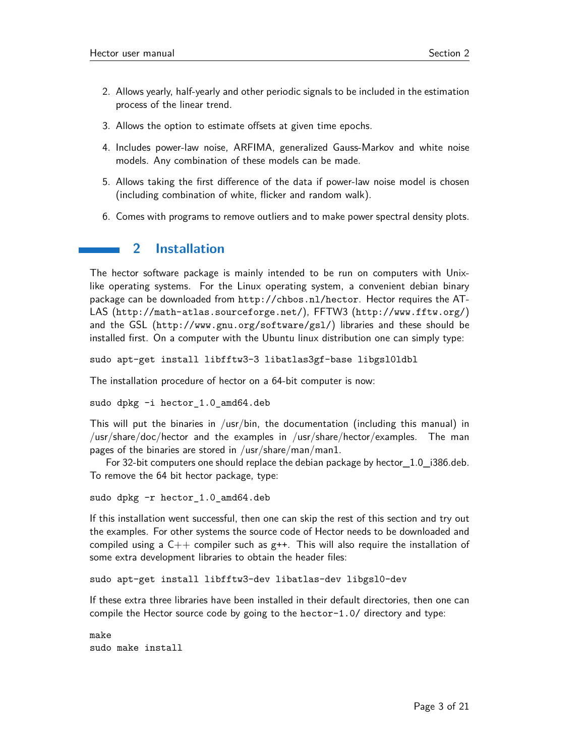2. Allows yearly, half-yearly and other periodic signals to be included in the estimation process of the linear trend.
3. Allows the option to estimate offsets at given time epochs.
4. Includes power-law noise, ARFIMA, generalized Gauss-Markov and white noise models. Any combination of these models can be made.
5. Allows taking the first difference of the data if power-law noise model is chosen (including combination of white, flicker and random walk).
6. Comes with programs to remove outliers and to make power spectral density plots.

## 2 Installation

The hector software package is mainly intended to be run on computers with Unix-like operating systems. For the Linux operating system, a convenient debian binary package can be downloaded from `http://chbos.nl/hector`. Hector requires the ATLAS (`http://math-atlas.sourceforge.net/`), FFTW3 (`http://www.fftw.org/`) and the GSL (`http://www.gnu.org/software/gsl/`) libraries and these should be installed first. On a computer with the Ubuntu linux distribution one can simply type:

```
sudo apt-get install libfftw3-3 libatlas3gf-base libgsl0ldbl
```

The installation procedure of hector on a 64-bit computer is now:

```
sudo dpkg -i hector_1.0_amd64.deb
```

This will put the binaries in /usr/bin, the documentation (including this manual) in /usr/share/doc/hector and the examples in /usr/share/hector/examples. The man pages of the binaries are stored in /usr/share/man/man1.

For 32-bit computers one should replace the debian package by hector_1.0_i386.deb. To remove the 64 bit hector package, type:

```
sudo dpkg -r hector_1.0_amd64.deb
```

If this installation went successful, then one can skip the rest of this section and try out the examples. For other systems the source code of Hector needs to be downloaded and compiled using a C++ compiler such as g++. This will also require the installation of some extra development libraries to obtain the header files:

```
sudo apt-get install libfftw3-dev libatlas-dev libgsl0-dev
```

If these extra three libraries have been installed in their default directories, then one can compile the Hector source code by going to the `hector-1.0/` directory and type:

```
make
sudo make install
```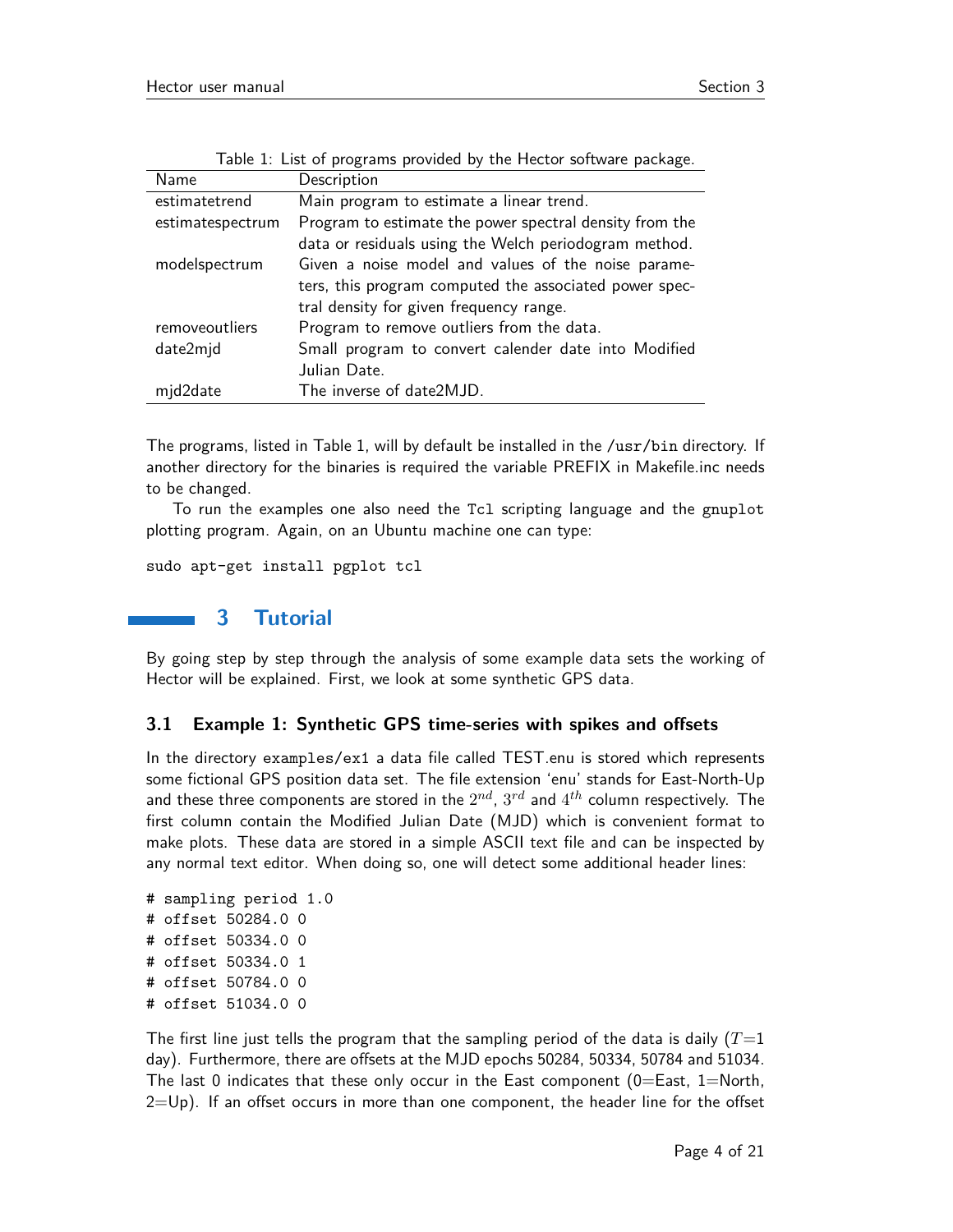Table 1: List of programs provided by the Hector software package.

| Name | Description |
|---|---|
| estimatetrend | Main program to estimate a linear trend. |
| estimatespectrum | Program to estimate the power spectral density from the data or residuals using the Welch periodogram method. |
| modelspectrum | Given a noise model and values of the noise parameters, this program computed the associated power spectral density for given frequency range. |
| removeoutliers | Program to remove outliers from the data. |
| date2mjd | Small program to convert calender date into Modified Julian Date. |
| mjd2date | The inverse of date2MJD. |

The programs, listed in Table 1, will by default be installed in the `/usr/bin` directory. If another directory for the binaries is required the variable PREFIX in Makefile.inc needs to be changed.

To run the examples one also need the `Tcl` scripting language and the `gnuplot` plotting program. Again, on an Ubuntu machine one can type:

```
sudo apt-get install pgplot tcl
```

# 3 Tutorial

By going step by step through the analysis of some example data sets the working of Hector will be explained. First, we look at some synthetic GPS data.

## 3.1 Example 1: Synthetic GPS time-series with spikes and offsets

In the directory `examples/ex1` a data file called TEST.enu is stored which represents some fictional GPS position data set. The file extension 'enu' stands for East-North-Up and these three components are stored in the $2^{nd}$, $3^{rd}$ and $4^{th}$ column respectively. The first column contain the Modified Julian Date (MJD) which is convenient format to make plots. These data are stored in a simple ASCII text file and can be inspected by any normal text editor. When doing so, one will detect some additional header lines:

```
# sampling period 1.0
# offset 50284.0 0
# offset 50334.0 0
# offset 50334.0 1
# offset 50784.0 0
# offset 51034.0 0
```

The first line just tells the program that the sampling period of the data is daily ($T$=1 day). Furthermore, there are offsets at the MJD epochs 50284, 50334, 50784 and 51034. The last 0 indicates that these only occur in the East component (0=East, 1=North, 2=Up). If an offset occurs in more than one component, the header line for the offset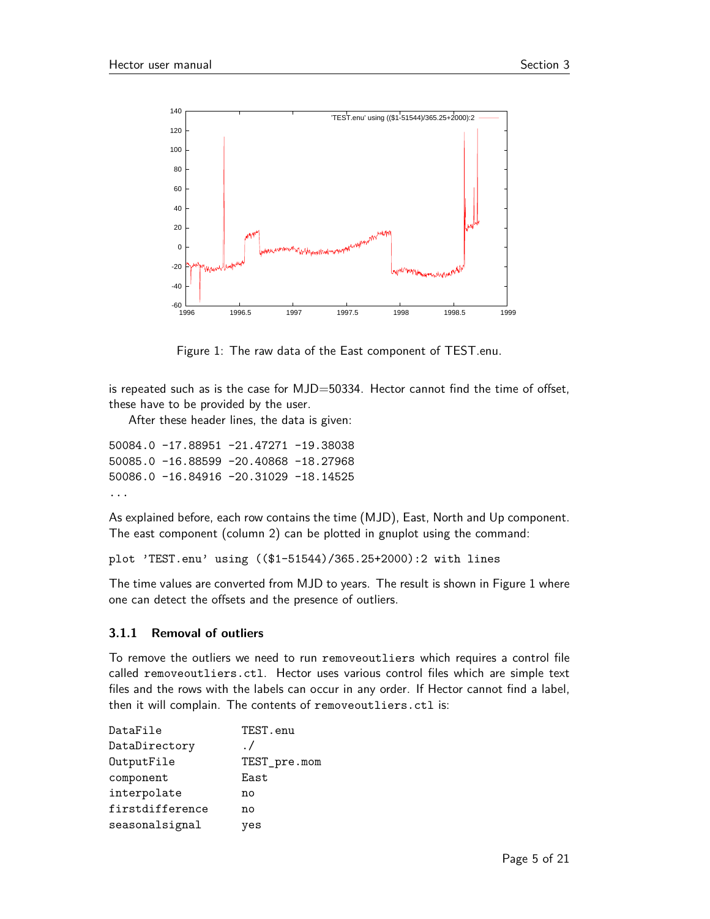140
120
100
80
60
40
20
0
-20
-40
-60
1996
1996.5
1997
1997.5
1998
1998.5
1999
'TEST.enu' using (($1-51544)/365.25+2000):2

Figure 1: The raw data of the East component of TEST.enu.

is repeated such as is the case for MJD=50334. Hector cannot find the time of offset, these have to be provided by the user.

After these header lines, the data is given:

```
50084.0 -17.88951 -21.47271 -19.38038
50085.0 -16.88599 -20.40868 -18.27968
50086.0 -16.84916 -20.31029 -18.14525
...
```

As explained before, each row contains the time (MJD), East, North and Up component. The east component (column 2) can be plotted in gnuplot using the command:

```
plot 'TEST.enu' using (($1-51544)/365.25+2000):2 with lines
```

The time values are converted from MJD to years. The result is shown in Figure 1 where one can detect the offsets and the presence of outliers.

### 3.1.1 Removal of outliers

To remove the outliers we need to run `removeoutliers` which requires a control file called `removeoutliers.ctl`. Hector uses various control files which are simple text files and the rows with the labels can occur in any order. If Hector cannot find a label, then it will complain. The contents of `removeoutliers.ctl` is:

```
DataFile            TEST.enu
DataDirectory       ./
OutputFile          TEST_pre.mom
component           East
interpolate         no
firstdifference     no
seasonalsignal      yes
```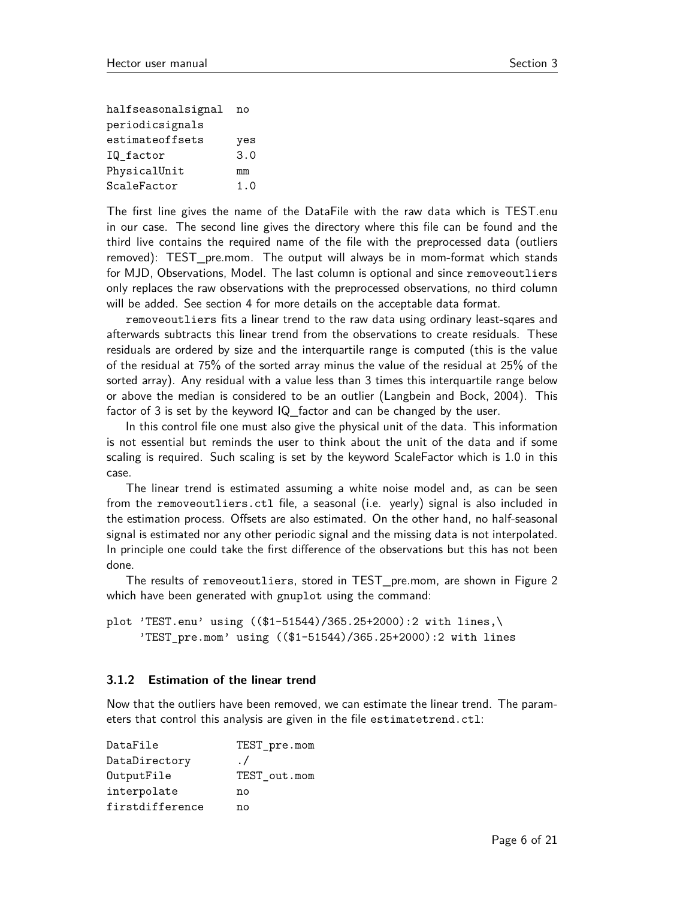```
halfseasonalsignal  no
periodicsignals
estimateoffsets     yes
IQ_factor           3.0
PhysicalUnit        mm
ScaleFactor         1.0
```

The first line gives the name of the DataFile with the raw data which is TEST.enu in our case. The second line gives the directory where this file can be found and the third live contains the required name of the file with the preprocessed data (outliers removed): TEST_pre.mom. The output will always be in mom-format which stands for MJD, Observations, Model. The last column is optional and since `removeoutliers` only replaces the raw observations with the preprocessed observations, no third column will be added. See section 4 for more details on the acceptable data format.

`removeoutliers` fits a linear trend to the raw data using ordinary least-sqares and afterwards subtracts this linear trend from the observations to create residuals. These residuals are ordered by size and the interquartile range is computed (this is the value of the residual at 75% of the sorted array minus the value of the residual at 25% of the sorted array). Any residual with a value less than 3 times this interquartile range below or above the median is considered to be an outlier (Langbein and Bock, 2004). This factor of 3 is set by the keyword IQ_factor and can be changed by the user.

In this control file one must also give the physical unit of the data. This information is not essential but reminds the user to think about the unit of the data and if some scaling is required. Such scaling is set by the keyword ScaleFactor which is 1.0 in this case.

The linear trend is estimated assuming a white noise model and, as can be seen from the `removeoutliers.ctl` file, a seasonal (i.e. yearly) signal is also included in the estimation process. Offsets are also estimated. On the other hand, no half-seasonal signal is estimated nor any other periodic signal and the missing data is not interpolated. In principle one could take the first difference of the observations but this has not been done.

The results of `removeoutliers`, stored in TEST_pre.mom, are shown in Figure 2 which have been generated with `gnuplot` using the command:

```
plot 'TEST.enu' using (($1-51544)/365.25+2000):2 with lines,\
     'TEST_pre.mom' using (($1-51544)/365.25+2000):2 with lines
```

### 3.1.2 Estimation of the linear trend

Now that the outliers have been removed, we can estimate the linear trend. The parameters that control this analysis are given in the file `estimatetrend.ctl`:

```
DataFile            TEST_pre.mom
DataDirectory       ./
OutputFile          TEST_out.mom
interpolate         no
firstdifference     no
```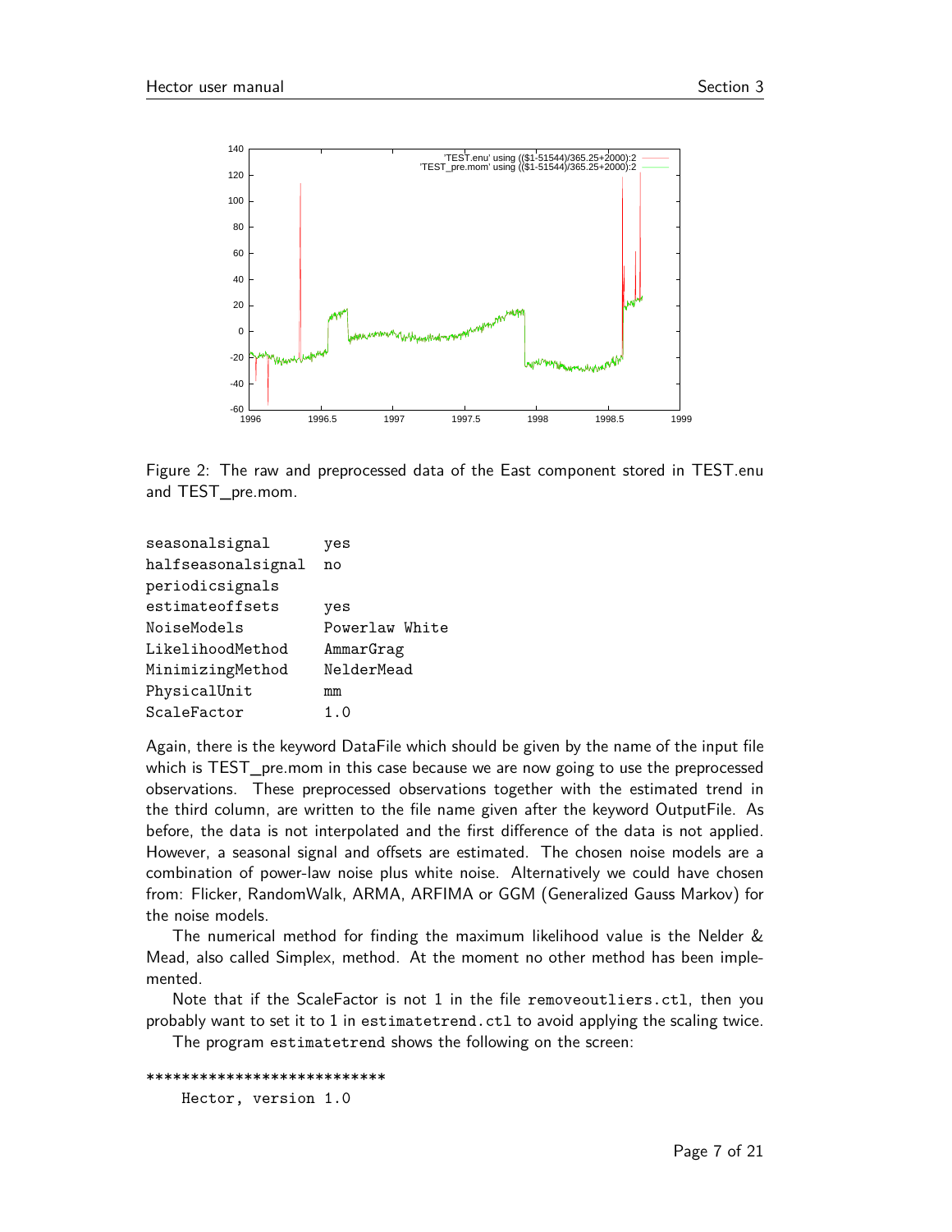'TEST.enu' using (($1-51544)/365.25+2000):2
'TEST_pre.mom' using (($1-51544)/365.25+2000):2

140
120
100
80
60
40
20
0
-20
-40
-60

1996
1996.5
1997
1997.5
1998
1998.5
1999

Figure 2: The raw and preprocessed data of the East component stored in TEST.enu and TEST_pre.mom.

```
seasonalsignal      yes
halfseasonalsignal  no
periodicsignals
estimateoffsets     yes
NoiseModels         Powerlaw White
LikelihoodMethod    AmmarGrag
MinimizingMethod    NelderMead
PhysicalUnit        mm
ScaleFactor         1.0
```

Again, there is the keyword DataFile which should be given by the name of the input file which is TEST_pre.mom in this case because we are now going to use the preprocessed observations. These preprocessed observations together with the estimated trend in the third column, are written to the file name given after the keyword OutputFile. As before, the data is not interpolated and the first difference of the data is not applied. However, a seasonal signal and offsets are estimated. The chosen noise models are a combination of power-law noise plus white noise. Alternatively we could have chosen from: Flicker, RandomWalk, ARMA, ARFIMA or GGM (Generalized Gauss Markov) for the noise models.

The numerical method for finding the maximum likelihood value is the Nelder & Mead, also called Simplex, method. At the moment no other method has been implemented.

Note that if the ScaleFactor is not 1 in the file `removeoutliers.ctl`, then you probably want to set it to 1 in `estimatetrend.ctl` to avoid applying the scaling twice.

The program `estimatetrend` shows the following on the screen:

```
***************************
    Hector, version 1.0
```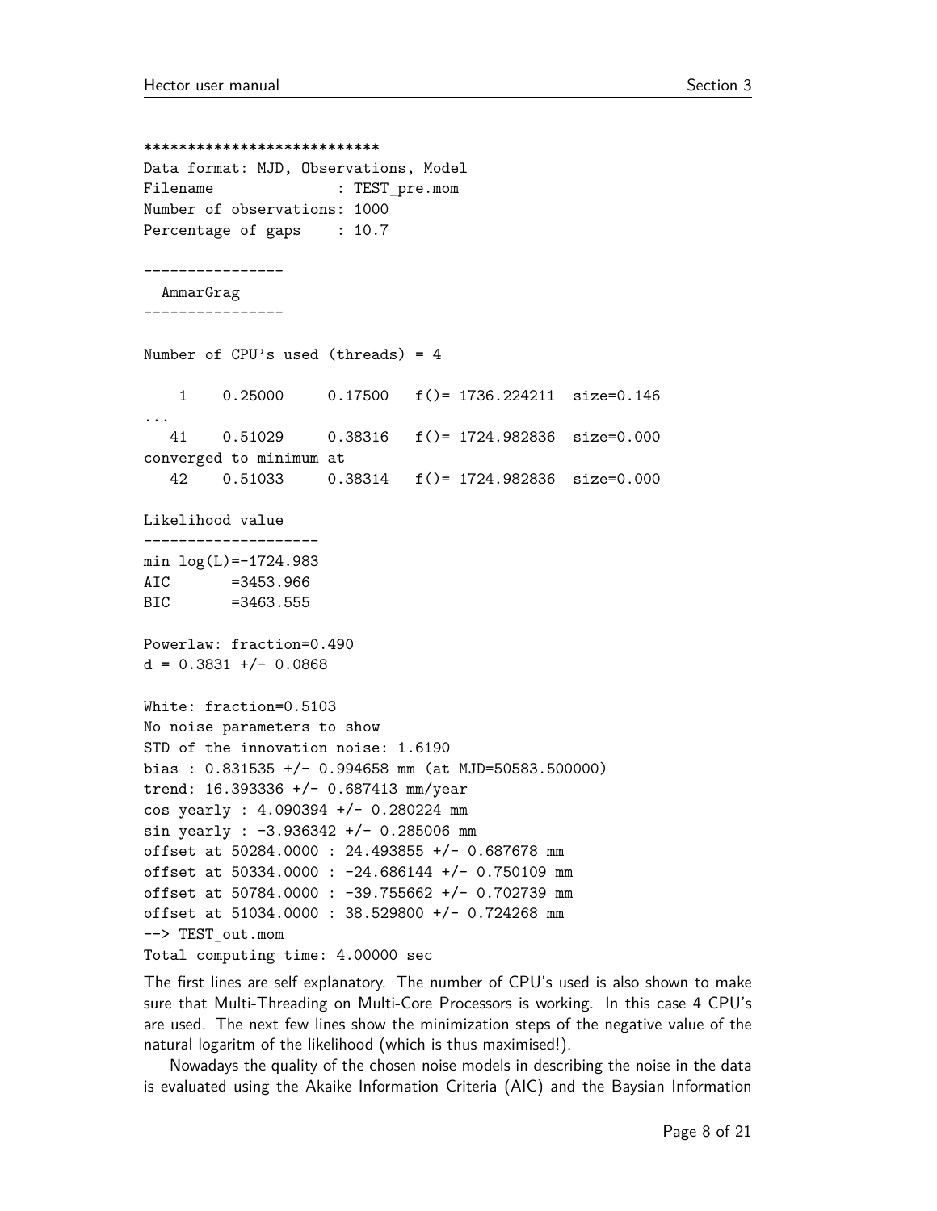```
***************************
Data format: MJD, Observations, Model
Filename              : TEST_pre.mom
Number of observations: 1000
Percentage of gaps    : 10.7

----------------
  AmmarGrag
----------------

Number of CPU's used (threads) = 4

    1    0.25000     0.17500   f()= 1736.224211  size=0.146
...
   41    0.51029     0.38316   f()= 1724.982836  size=0.000
converged to minimum at
   42    0.51033     0.38314   f()= 1724.982836  size=0.000

Likelihood value
--------------------
min log(L)=-1724.983
AIC       =3453.966
BIC       =3463.555

Powerlaw: fraction=0.490
d = 0.3831 +/- 0.0868

White: fraction=0.5103
No noise parameters to show
STD of the innovation noise: 1.6190
bias : 0.831535 +/- 0.994658 mm (at MJD=50583.500000)
trend: 16.393336 +/- 0.687413 mm/year
cos yearly : 4.090394 +/- 0.280224 mm
sin yearly : -3.936342 +/- 0.285006 mm
offset at 50284.0000 : 24.493855 +/- 0.687678 mm
offset at 50334.0000 : -24.686144 +/- 0.750109 mm
offset at 50784.0000 : -39.755662 +/- 0.702739 mm
offset at 51034.0000 : 38.529800 +/- 0.724268 mm
--> TEST_out.mom
Total computing time: 4.00000 sec
```

The first lines are self explanatory. The number of CPU's used is also shown to make sure that Multi-Threading on Multi-Core Processors is working. In this case 4 CPU's are used. The next few lines show the minimization steps of the negative value of the natural logaritm of the likelihood (which is thus maximised!).

Nowadays the quality of the chosen noise models in describing the noise in the data is evaluated using the Akaike Information Criteria (AIC) and the Baysian Information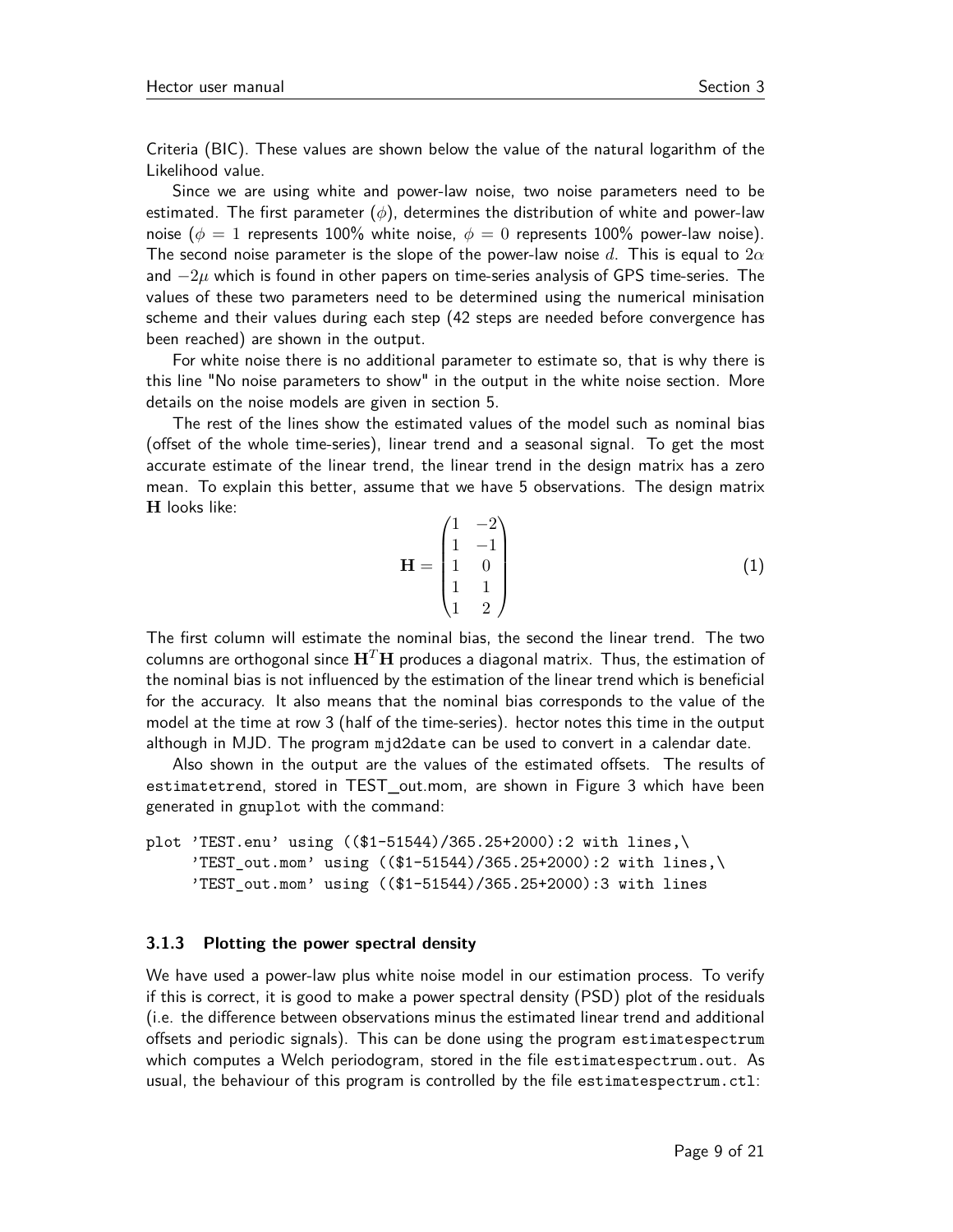Criteria (BIC). These values are shown below the value of the natural logarithm of the Likelihood value.

Since we are using white and power-law noise, two noise parameters need to be estimated. The first parameter ($\phi$), determines the distribution of white and power-law noise ($\phi = 1$ represents 100% white noise, $\phi = 0$ represents 100% power-law noise). The second noise parameter is the slope of the power-law noise $d$. This is equal to $2\alpha$ and $-2\mu$ which is found in other papers on time-series analysis of GPS time-series. The values of these two parameters need to be determined using the numerical minisation scheme and their values during each step (42 steps are needed before convergence has been reached) are shown in the output.

For white noise there is no additional parameter to estimate so, that is why there is this line "No noise parameters to show" in the output in the white noise section. More details on the noise models are given in section 5.

The rest of the lines show the estimated values of the model such as nominal bias (offset of the whole time-series), linear trend and a seasonal signal. To get the most accurate estimate of the linear trend, the linear trend in the design matrix has a zero mean. To explain this better, assume that we have 5 observations. The design matrix $\mathbf{H}$ looks like:

$$\mathbf{H} = \begin{pmatrix} 1 & -2 \\ 1 & -1 \\ 1 & 0 \\ 1 & 1 \\ 1 & 2 \end{pmatrix} \tag{1}$$

The first column will estimate the nominal bias, the second the linear trend. The two columns are orthogonal since $\mathbf{H}^T\mathbf{H}$ produces a diagonal matrix. Thus, the estimation of the nominal bias is not influenced by the estimation of the linear trend which is beneficial for the accuracy. It also means that the nominal bias corresponds to the value of the model at the time at row 3 (half of the time-series). hector notes this time in the output although in MJD. The program `mjd2date` can be used to convert in a calendar date.

Also shown in the output are the values of the estimated offsets. The results of `estimatetrend`, stored in TEST_out.mom, are shown in Figure 3 which have been generated in `gnuplot` with the command:

```
plot 'TEST.enu' using (($1-51544)/365.25+2000):2 with lines,\
     'TEST_out.mom' using (($1-51544)/365.25+2000):2 with lines,\
     'TEST_out.mom' using (($1-51544)/365.25+2000):3 with lines
```

### 3.1.3 Plotting the power spectral density

We have used a power-law plus white noise model in our estimation process. To verify if this is correct, it is good to make a power spectral density (PSD) plot of the residuals (i.e. the difference between observations minus the estimated linear trend and additional offsets and periodic signals). This can be done using the program `estimatespectrum` which computes a Welch periodogram, stored in the file `estimatespectrum.out`. As usual, the behaviour of this program is controlled by the file `estimatespectrum.ctl`: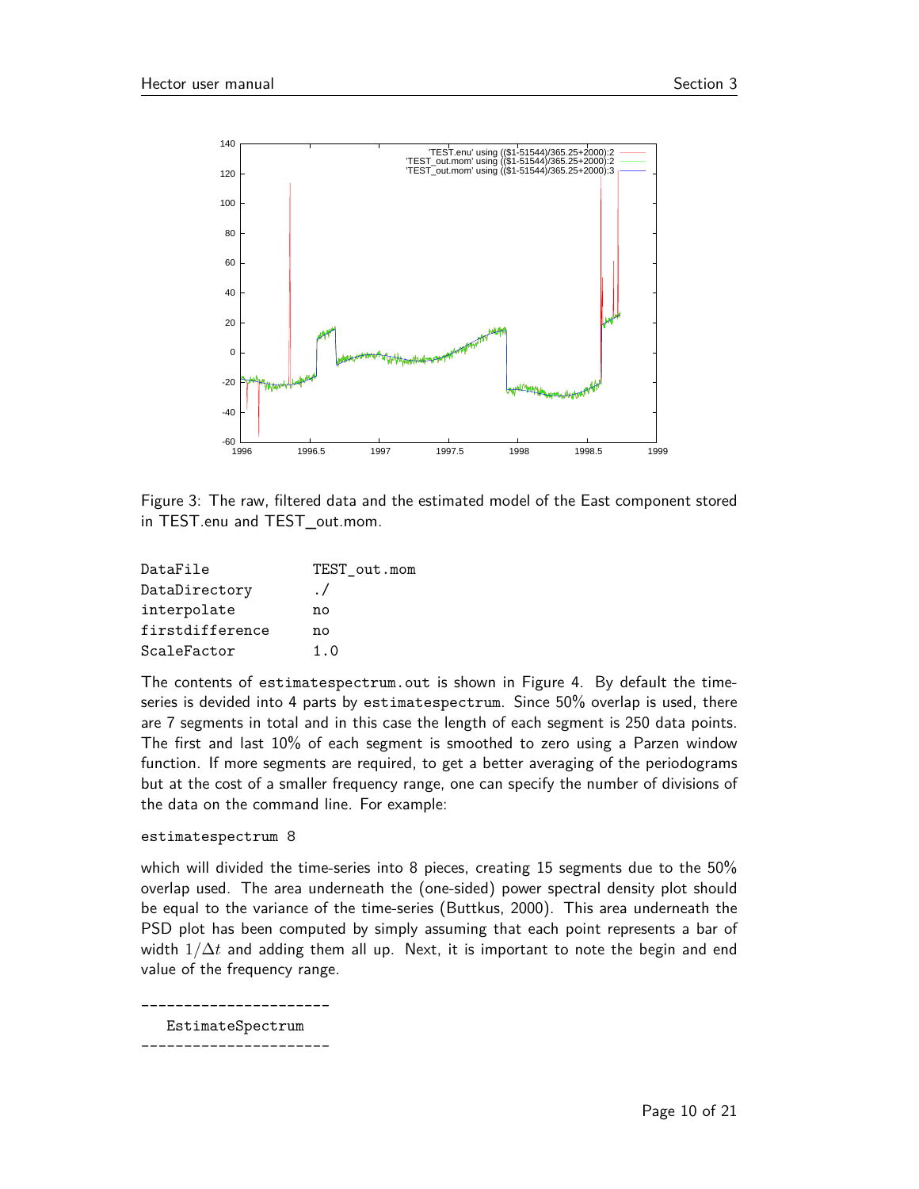Figure 3: The raw, filtered data and the estimated model of the East component stored in TEST.enu and TEST_out.mom.

```
DataFile            TEST_out.mom
DataDirectory       ./
interpolate         no
firstdifference     no
ScaleFactor         1.0
```

The contents of `estimatespectrum.out` is shown in Figure 4. By default the time-series is devided into 4 parts by `estimatespectrum`. Since 50% overlap is used, there are 7 segments in total and in this case the length of each segment is 250 data points. The first and last 10% of each segment is smoothed to zero using a Parzen window function. If more segments are required, to get a better averaging of the periodograms but at the cost of a smaller frequency range, one can specify the number of divisions of the data on the command line. For example:

```
estimatespectrum 8
```

which will divided the time-series into 8 pieces, creating 15 segments due to the 50% overlap used. The area underneath the (one-sided) power spectral density plot should be equal to the variance of the time-series (Buttkus, 2000). This area underneath the PSD plot has been computed by simply assuming that each point represents a bar of width $1/\Delta t$ and adding them all up. Next, it is important to note the begin and end value of the frequency range.

```
----------------------
   EstimateSpectrum
----------------------
```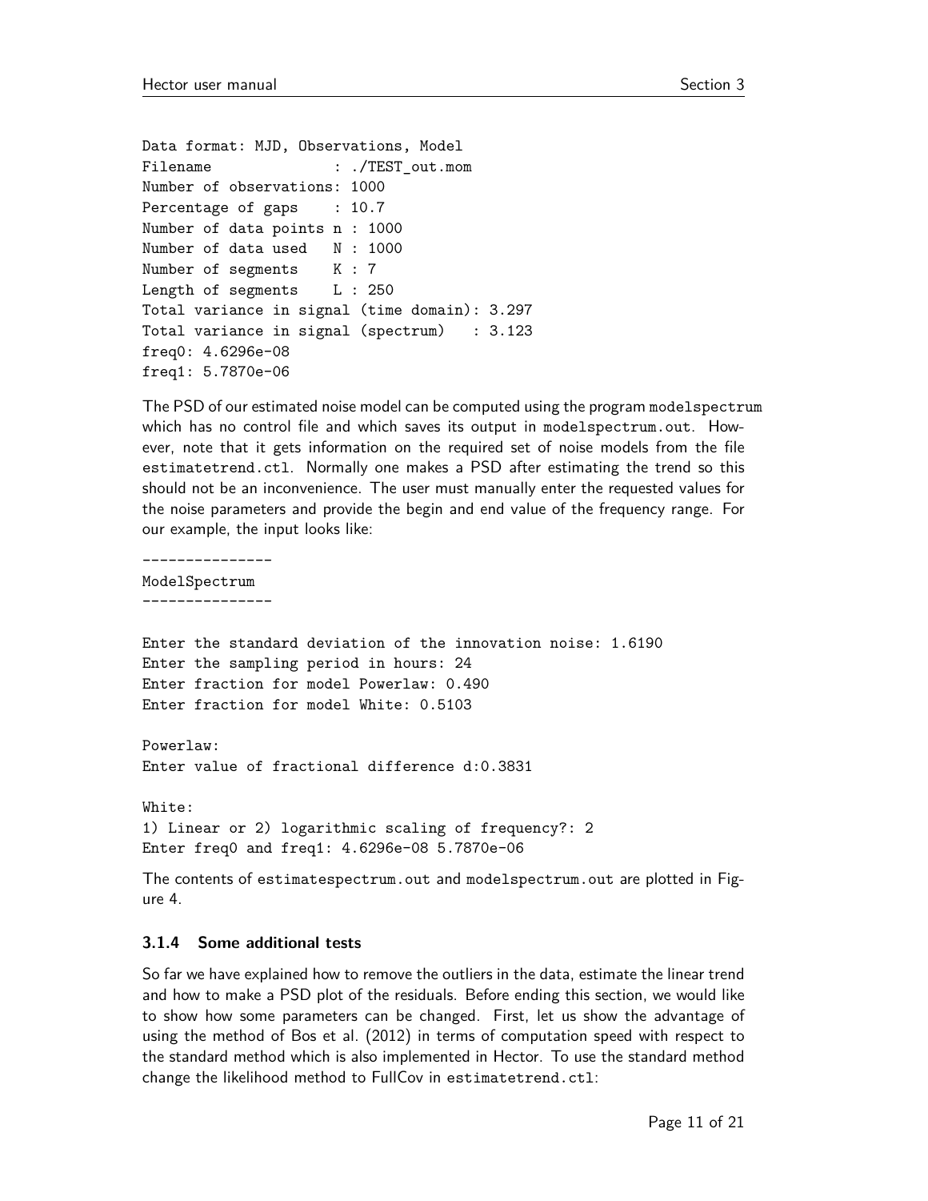```
Data format: MJD, Observations, Model
Filename              : ./TEST_out.mom
Number of observations: 1000
Percentage of gaps    : 10.7
Number of data points n : 1000
Number of data used   N : 1000
Number of segments    K : 7
Length of segments    L : 250
Total variance in signal (time domain): 3.297
Total variance in signal (spectrum)   : 3.123
freq0: 4.6296e-08
freq1: 5.7870e-06
```

The PSD of our estimated noise model can be computed using the program `modelspectrum` which has no control file and which saves its output in `modelspectrum.out`. However, note that it gets information on the required set of noise models from the file `estimatetrend.ctl`. Normally one makes a PSD after estimating the trend so this should not be an inconvenience. The user must manually enter the requested values for the noise parameters and provide the begin and end value of the frequency range. For our example, the input looks like:

```
---------------
ModelSpectrum
---------------

Enter the standard deviation of the innovation noise: 1.6190
Enter the sampling period in hours: 24
Enter fraction for model Powerlaw: 0.490
Enter fraction for model White: 0.5103

Powerlaw:
Enter value of fractional difference d:0.3831

White:
1) Linear or 2) logarithmic scaling of frequency?: 2
Enter freq0 and freq1: 4.6296e-08 5.7870e-06
```

The contents of `estimatespectrum.out` and `modelspectrum.out` are plotted in Figure 4.

### 3.1.4 Some additional tests

So far we have explained how to remove the outliers in the data, estimate the linear trend and how to make a PSD plot of the residuals. Before ending this section, we would like to show how some parameters can be changed. First, let us show the advantage of using the method of Bos et al. (2012) in terms of computation speed with respect to the standard method which is also implemented in Hector. To use the standard method change the likelihood method to FullCov in `estimatetrend.ctl`: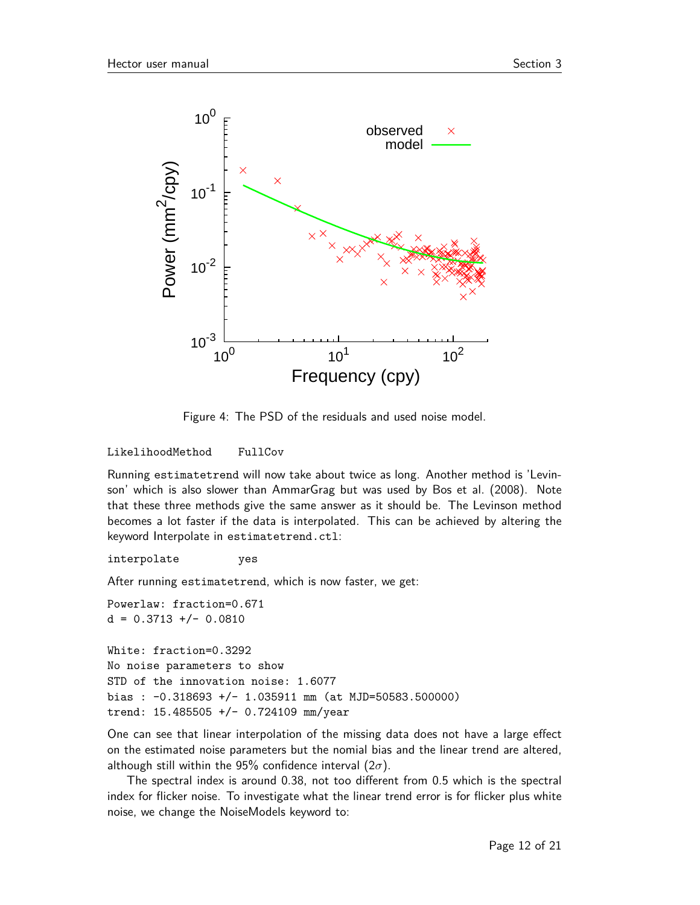Power (mm²/cpy)

Frequency (cpy)

observed

model

$10^0$

$10^{-1}$

$10^{-2}$

$10^{-3}$

$10^0$

$10^1$

$10^2$

Figure 4: The PSD of the residuals and used noise model.

```
LikelihoodMethod     FullCov
```

Running estimatetrend will now take about twice as long. Another method is 'Levinson' which is also slower than AmmarGrag but was used by Bos et al. (2008). Note that these three methods give the same answer as it should be. The Levinson method becomes a lot faster if the data is interpolated. This can be achieved by altering the keyword Interpolate in estimatetrend.ctl:

```
interpolate          yes
```

After running estimatetrend, which is now faster, we get:

```
Powerlaw: fraction=0.671
d = 0.3713 +/- 0.0810

White: fraction=0.3292
No noise parameters to show
STD of the innovation noise: 1.6077
bias : -0.318693 +/- 1.035911 mm (at MJD=50583.500000)
trend: 15.485505 +/- 0.724109 mm/year
```

One can see that linear interpolation of the missing data does not have a large effect on the estimated noise parameters but the nomial bias and the linear trend are altered, although still within the 95% confidence interval ($2\sigma$).

The spectral index is around 0.38, not too different from 0.5 which is the spectral index for flicker noise. To investigate what the linear trend error is for flicker plus white noise, we change the NoiseModels keyword to: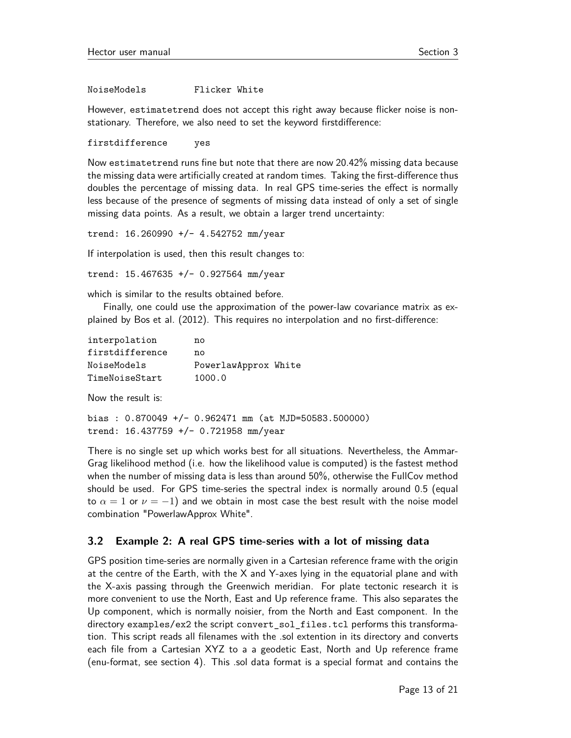```
NoiseModels         Flicker White
```

However, estimatetrend does not accept this right away because flicker noise is non-stationary. Therefore, we also need to set the keyword firstdifference:

```
firstdifference     yes
```

Now estimatetrend runs fine but note that there are now 20.42% missing data because the missing data were artificially created at random times. Taking the first-difference thus doubles the percentage of missing data. In real GPS time-series the effect is normally less because of the presence of segments of missing data instead of only a set of single missing data points. As a result, we obtain a larger trend uncertainty:

```
trend: 16.260990 +/- 4.542752 mm/year
```

If interpolation is used, then this result changes to:

```
trend: 15.467635 +/- 0.927564 mm/year
```

which is similar to the results obtained before.

Finally, one could use the approximation of the power-law covariance matrix as explained by Bos et al. (2012). This requires no interpolation and no first-difference:

```
interpolation       no
firstdifference     no
NoiseModels         PowerlawApprox White
TimeNoiseStart      1000.0
```

Now the result is:

```
bias : 0.870049 +/- 0.962471 mm (at MJD=50583.500000)
trend: 16.437759 +/- 0.721958 mm/year
```

There is no single set up which works best for all situations. Nevertheless, the AmmarGrag likelihood method (i.e. how the likelihood value is computed) is the fastest method when the number of missing data is less than around 50%, otherwise the FullCov method should be used. For GPS time-series the spectral index is normally around 0.5 (equal to $\alpha = 1$ or $\nu = -1$) and we obtain in most case the best result with the noise model combination "PowerlawApprox White".

### 3.2 Example 2: A real GPS time-series with a lot of missing data

GPS position time-series are normally given in a Cartesian reference frame with the origin at the centre of the Earth, with the X and Y-axes lying in the equatorial plane and with the X-axis passing through the Greenwich meridian. For plate tectonic research it is more convenient to use the North, East and Up reference frame. This also separates the Up component, which is normally noisier, from the North and East component. In the directory `examples/ex2` the script `convert_sol_files.tcl` performs this transformation. This script reads all filenames with the .sol extention in its directory and converts each file from a Cartesian XYZ to a a geodetic East, North and Up reference frame (enu-format, see section 4). This .sol data format is a special format and contains the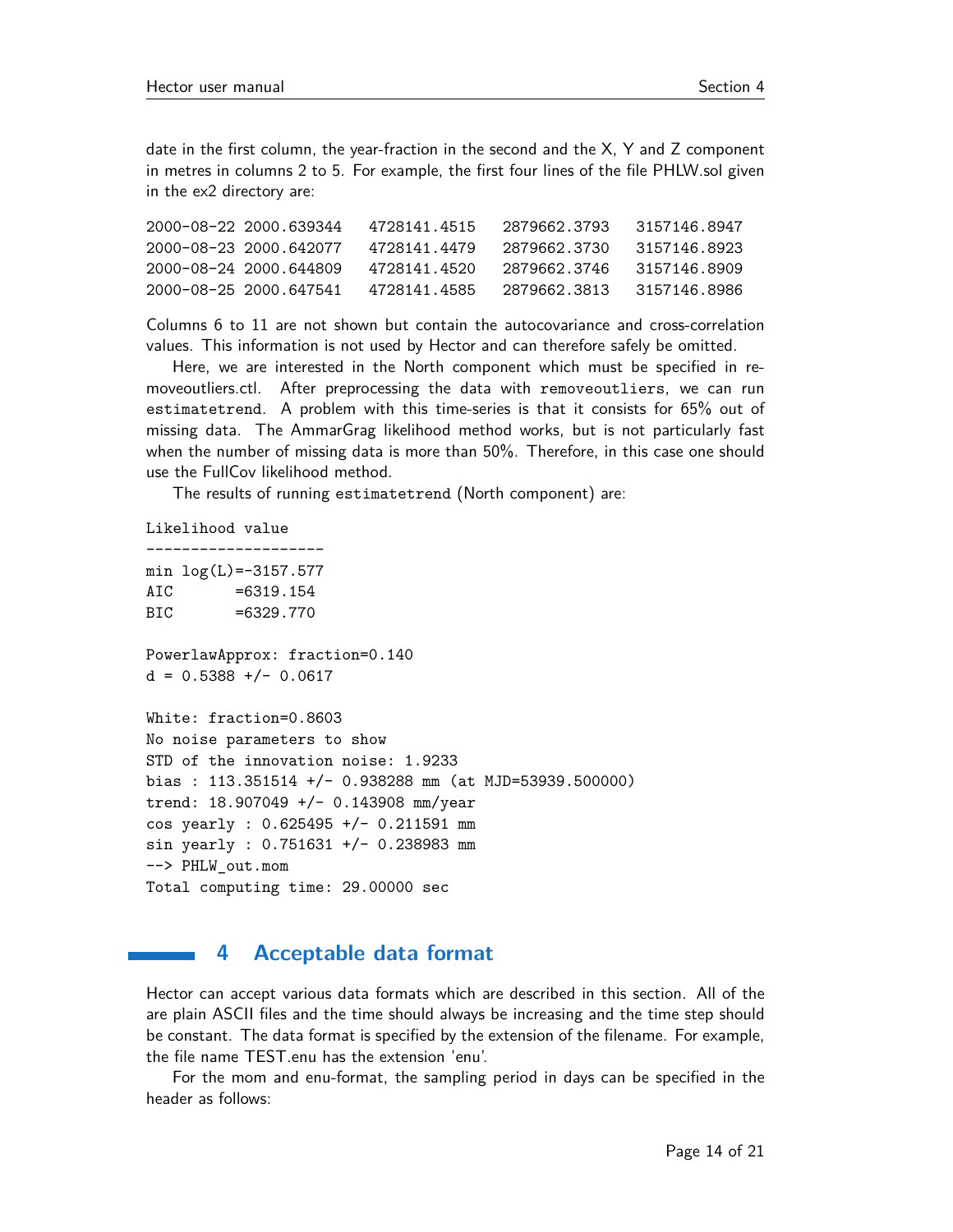date in the first column, the year-fraction in the second and the X, Y and Z component in metres in columns 2 to 5. For example, the first four lines of the file PHLW.sol given in the ex2 directory are:

```
2000-08-22 2000.639344   4728141.4515   2879662.3793   3157146.8947
2000-08-23 2000.642077   4728141.4479   2879662.3730   3157146.8923
2000-08-24 2000.644809   4728141.4520   2879662.3746   3157146.8909
2000-08-25 2000.647541   4728141.4585   2879662.3813   3157146.8986
```

Columns 6 to 11 are not shown but contain the autocovariance and cross-correlation values. This information is not used by Hector and can therefore safely be omitted.

Here, we are interested in the North component which must be specified in removeoutliers.ctl. After preprocessing the data with `removeoutliers`, we can run `estimatetrend`. A problem with this time-series is that it consists for 65% out of missing data. The AmmarGrag likelihood method works, but is not particularly fast when the number of missing data is more than 50%. Therefore, in this case one should use the FullCov likelihood method.

The results of running `estimatetrend` (North component) are:

```
Likelihood value
--------------------
min log(L)=-3157.577
AIC       =6319.154
BIC       =6329.770

PowerlawApprox: fraction=0.140
d = 0.5388 +/- 0.0617

White: fraction=0.8603
No noise parameters to show
STD of the innovation noise: 1.9233
bias : 113.351514 +/- 0.938288 mm (at MJD=53939.500000)
trend: 18.907049 +/- 0.143908 mm/year
cos yearly : 0.625495 +/- 0.211591 mm
sin yearly : 0.751631 +/- 0.238983 mm
--> PHLW_out.mom
Total computing time: 29.00000 sec
```

# 4 Acceptable data format

Hector can accept various data formats which are described in this section. All of the are plain ASCII files and the time should always be increasing and the time step should be constant. The data format is specified by the extension of the filename. For example, the file name TEST.enu has the extension 'enu'.

For the mom and enu-format, the sampling period in days can be specified in the header as follows: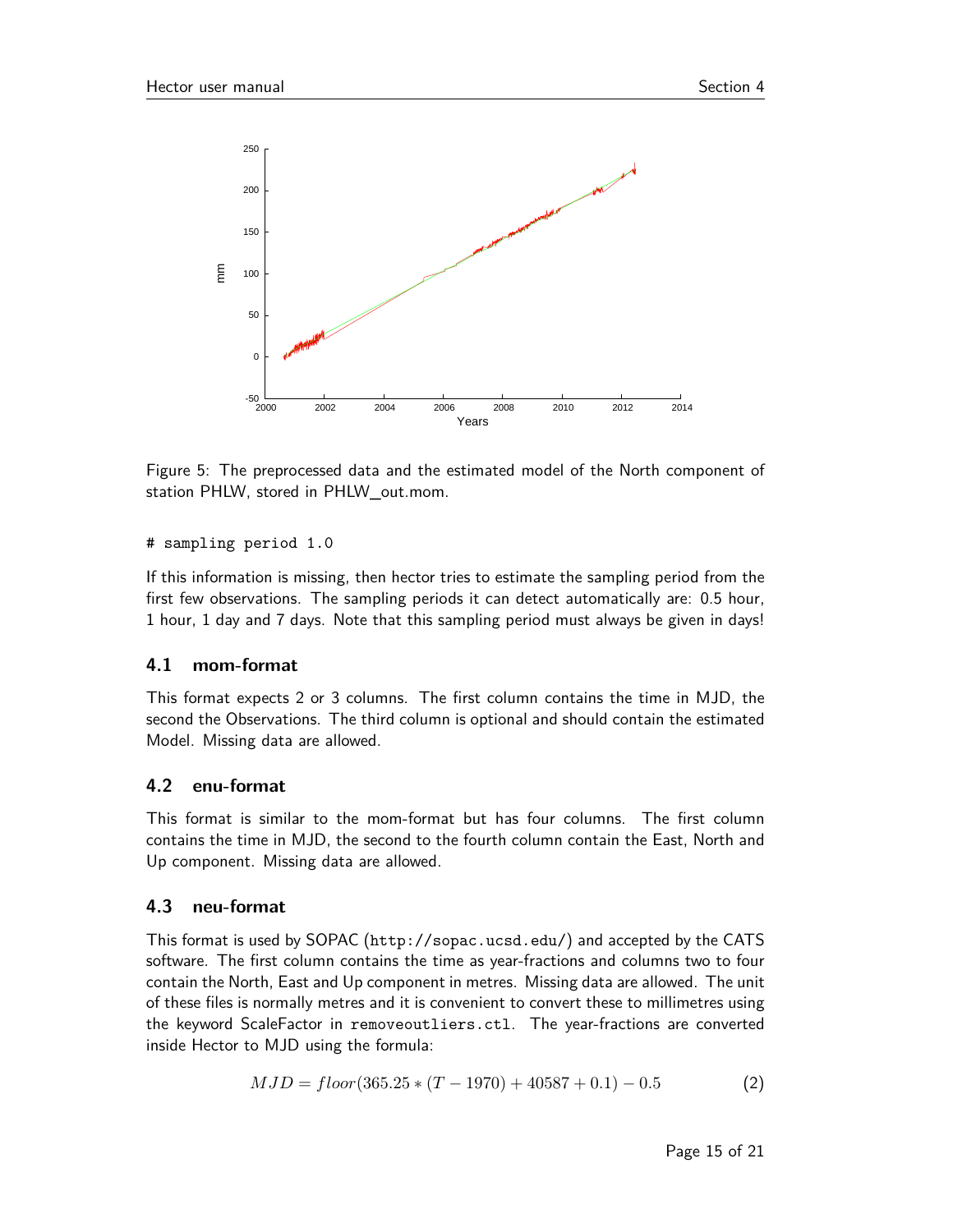250
200
150
100
50
0
-50
mm
2000
2002
2004
2006
2008
2010
2012
2014
Years

Figure 5: The preprocessed data and the estimated model of the North component of station PHLW, stored in PHLW_out.mom.

```
# sampling period 1.0
```

If this information is missing, then hector tries to estimate the sampling period from the first few observations. The sampling periods it can detect automatically are: 0.5 hour, 1 hour, 1 day and 7 days. Note that this sampling period must always be given in days!

## 4.1 mom-format

This format expects 2 or 3 columns. The first column contains the time in MJD, the second the Observations. The third column is optional and should contain the estimated Model. Missing data are allowed.

## 4.2 enu-format

This format is similar to the mom-format but has four columns. The first column contains the time in MJD, the second to the fourth column contain the East, North and Up component. Missing data are allowed.

## 4.3 neu-format

This format is used by SOPAC (`http://sopac.ucsd.edu/`) and accepted by the CATS software. The first column contains the time as year-fractions and columns two to four contain the North, East and Up component in metres. Missing data are allowed. The unit of these files is normally metres and it is convenient to convert these to millimetres using the keyword ScaleFactor in `removeoutliers.ctl`. The year-fractions are converted inside Hector to MJD using the formula:

$$MJD = floor(365.25 * (T - 1970) + 40587 + 0.1) - 0.5 \tag{2}$$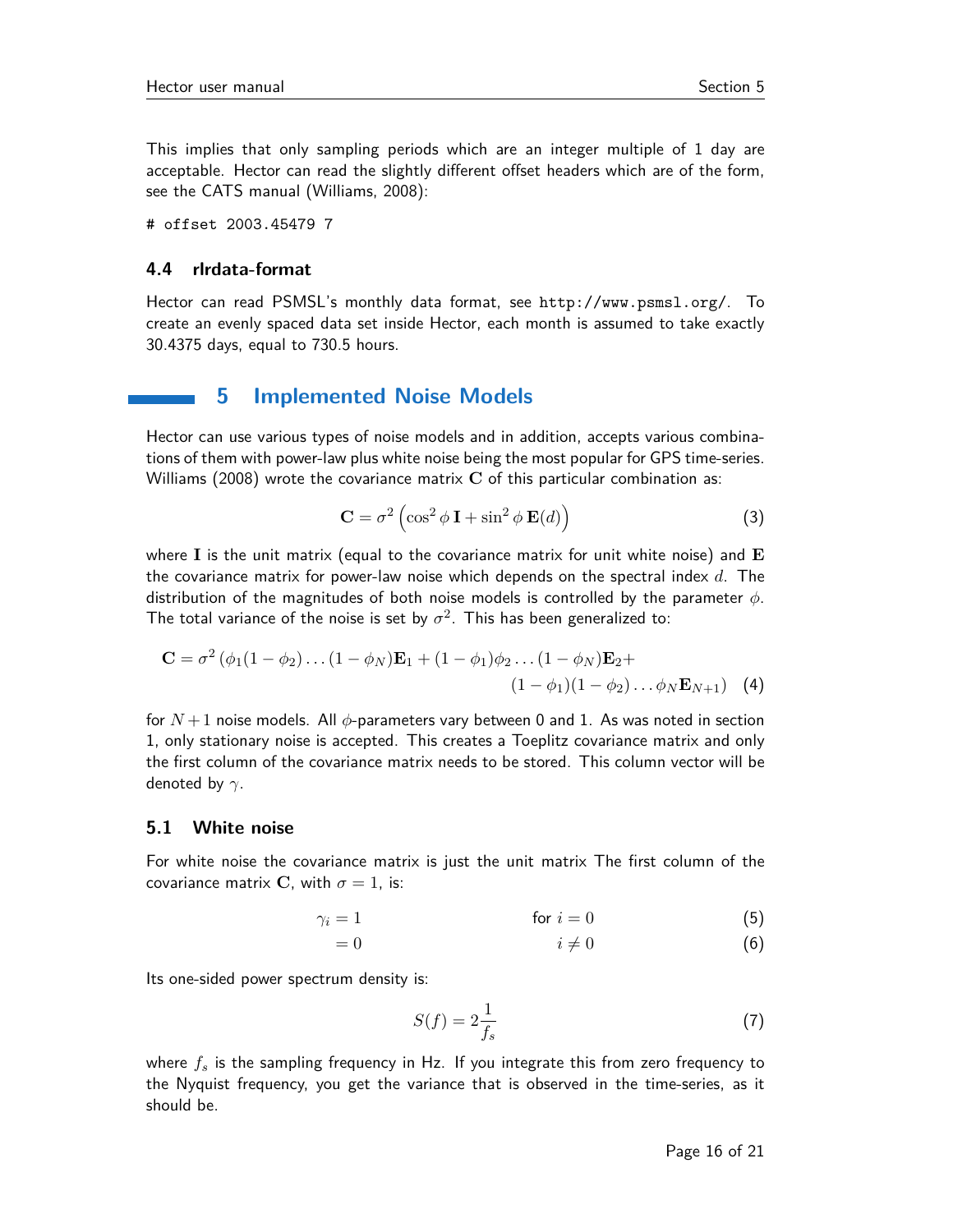This implies that only sampling periods which are an integer multiple of 1 day are acceptable. Hector can read the slightly different offset headers which are of the form, see the CATS manual (Williams, 2008):

```
# offset 2003.45479 7
```

### 4.4 rlrdata-format

Hector can read PSMSL's monthly data format, see `http://www.psmsl.org/`. To create an evenly spaced data set inside Hector, each month is assumed to take exactly 30.4375 days, equal to 730.5 hours.

## 5 Implemented Noise Models

Hector can use various types of noise models and in addition, accepts various combinations of them with power-law plus white noise being the most popular for GPS time-series. Williams (2008) wrote the covariance matrix $\mathbf{C}$ of this particular combination as:

$$\mathbf{C} = \sigma^2 \left(\cos^2\phi\, \mathbf{I} + \sin^2\phi\, \mathbf{E}(d)\right) \tag{3}$$

where $\mathbf{I}$ is the unit matrix (equal to the covariance matrix for unit white noise) and $\mathbf{E}$ the covariance matrix for power-law noise which depends on the spectral index $d$. The distribution of the magnitudes of both noise models is controlled by the parameter $\phi$. The total variance of the noise is set by $\sigma^2$. This has been generalized to:

$$\mathbf{C} = \sigma^2 \left(\phi_1(1-\phi_2)\dots(1-\phi_N)\mathbf{E}_1 + (1-\phi_1)\phi_2\dots(1-\phi_N)\mathbf{E}_2 + (1-\phi_1)(1-\phi_2)\dots\phi_N\mathbf{E}_{N+1}\right) \tag{4}$$

for $N+1$ noise models. All $\phi$-parameters vary between 0 and 1. As was noted in section 1, only stationary noise is accepted. This creates a Toeplitz covariance matrix and only the first column of the covariance matrix needs to be stored. This column vector will be denoted by $\gamma$.

### 5.1 White noise

For white noise the covariance matrix is just the unit matrix The first column of the covariance matrix $\mathbf{C}$, with $\sigma = 1$, is:

$$\gamma_i = 1 \qquad \text{for } i = 0 \tag{5}$$

$$= 0 \qquad i \neq 0 \tag{6}$$

Its one-sided power spectrum density is:

$$S(f) = 2\frac{1}{f_s} \tag{7}$$

where $f_s$ is the sampling frequency in Hz. If you integrate this from zero frequency to the Nyquist frequency, you get the variance that is observed in the time-series, as it should be.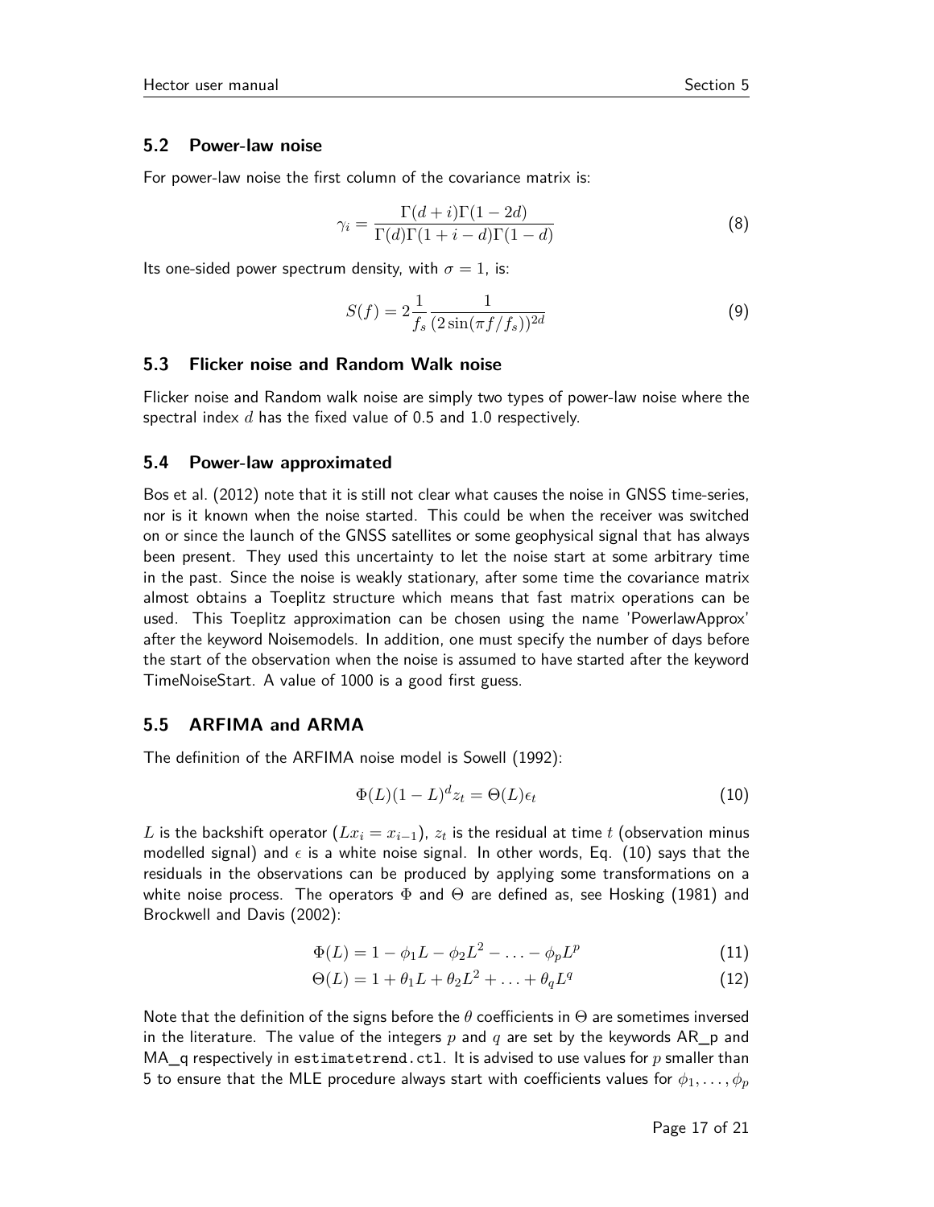## 5.2 Power-law noise

For power-law noise the first column of the covariance matrix is:

$$\gamma_i = \frac{\Gamma(d+i)\Gamma(1-2d)}{\Gamma(d)\Gamma(1+i-d)\Gamma(1-d)} \tag{8}$$

Its one-sided power spectrum density, with $\sigma = 1$, is:

$$S(f) = 2\frac{1}{f_s}\frac{1}{(2\sin(\pi f/f_s))^{2d}} \tag{9}$$

## 5.3 Flicker noise and Random Walk noise

Flicker noise and Random walk noise are simply two types of power-law noise where the spectral index $d$ has the fixed value of 0.5 and 1.0 respectively.

## 5.4 Power-law approximated

Bos et al. (2012) note that it is still not clear what causes the noise in GNSS time-series, nor is it known when the noise started. This could be when the receiver was switched on or since the launch of the GNSS satellites or some geophysical signal that has always been present. They used this uncertainty to let the noise start at some arbitrary time in the past. Since the noise is weakly stationary, after some time the covariance matrix almost obtains a Toeplitz structure which means that fast matrix operations can be used. This Toeplitz approximation can be chosen using the name 'PowerlawApprox' after the keyword Noisemodels. In addition, one must specify the number of days before the start of the observation when the noise is assumed to have started after the keyword TimeNoiseStart. A value of 1000 is a good first guess.

## 5.5 ARFIMA and ARMA

The definition of the ARFIMA noise model is Sowell (1992):

$$\Phi(L)(1-L)^d z_t = \Theta(L)\epsilon_t \tag{10}$$

$L$ is the backshift operator ($Lx_i = x_{i-1}$), $z_t$ is the residual at time $t$ (observation minus modelled signal) and $\epsilon$ is a white noise signal. In other words, Eq. (10) says that the residuals in the observations can be produced by applying some transformations on a white noise process. The operators $\Phi$ and $\Theta$ are defined as, see Hosking (1981) and Brockwell and Davis (2002):

$$\Phi(L) = 1 - \phi_1 L - \phi_2 L^2 - \ldots - \phi_p L^p \tag{11}$$

$$\Theta(L) = 1 + \theta_1 L + \theta_2 L^2 + \ldots + \theta_q L^q \tag{12}$$

Note that the definition of the signs before the $\theta$ coefficients in $\Theta$ are sometimes inversed in the literature. The value of the integers $p$ and $q$ are set by the keywords AR_p and MA_q respectively in `estimatetrend.ctl`. It is advised to use values for $p$ smaller than 5 to ensure that the MLE procedure always start with coefficients values for $\phi_1, \ldots, \phi_p$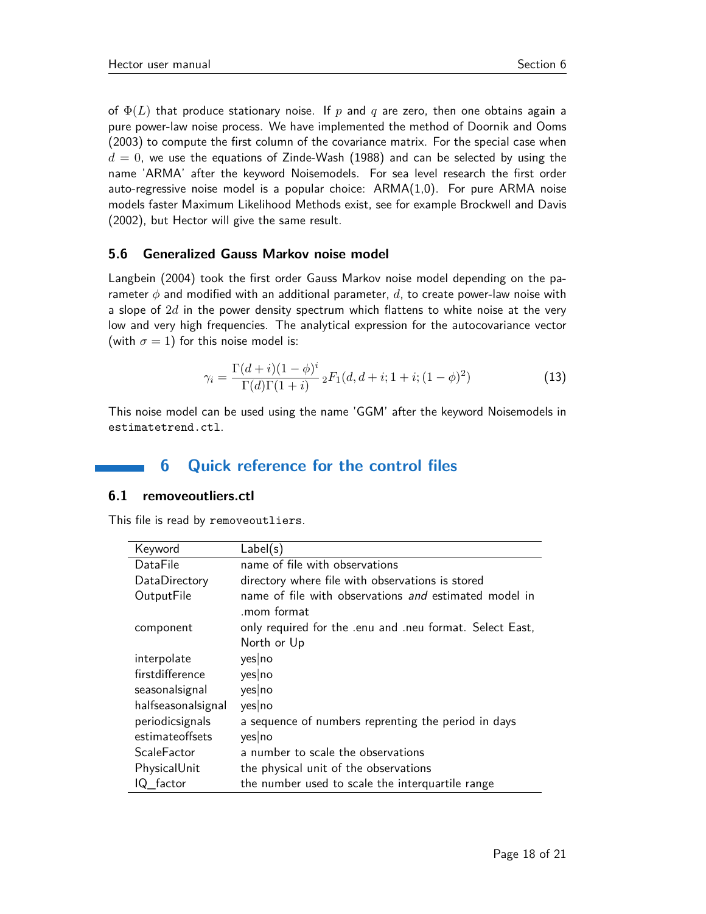of $\Phi(L)$ that produce stationary noise. If $p$ and $q$ are zero, then one obtains again a pure power-law noise process. We have implemented the method of Doornik and Ooms (2003) to compute the first column of the covariance matrix. For the special case when $d = 0$, we use the equations of Zinde-Wash (1988) and can be selected by using the name 'ARMA' after the keyword Noisemodels. For sea level research the first order auto-regressive noise model is a popular choice: ARMA(1,0). For pure ARMA noise models faster Maximum Likelihood Methods exist, see for example Brockwell and Davis (2002), but Hector will give the same result.

### 5.6 Generalized Gauss Markov noise model

Langbein (2004) took the first order Gauss Markov noise model depending on the parameter $\phi$ and modified with an additional parameter, $d$, to create power-law noise with a slope of $2d$ in the power density spectrum which flattens to white noise at the very low and very high frequencies. The analytical expression for the autocovariance vector (with $\sigma = 1$) for this noise model is:

$$\gamma_i = \frac{\Gamma(d+i)(1-\phi)^i}{\Gamma(d)\Gamma(1+i)}\,{}_2F_1(d, d+i; 1+i; (1-\phi)^2) \tag{13}$$

This noise model can be used using the name 'GGM' after the keyword Noisemodels in `estimatetrend.ctl`.

## 6 Quick reference for the control files

### 6.1 removeoutliers.ctl

This file is read by `removeoutliers`.

| Keyword | Label(s) |
|---|---|
| DataFile | name of file with observations |
| DataDirectory | directory where file with observations is stored |
| OutputFile | name of file with observations *and* estimated model in .mom format |
| component | only required for the .enu and .neu format. Select East, North or Up |
| interpolate | yes\|no |
| firstdifference | yes\|no |
| seasonalsignal | yes\|no |
| halfseasonalsignal | yes\|no |
| periodicsignals | a sequence of numbers reprenting the period in days |
| estimateoffsets | yes\|no |
| ScaleFactor | a number to scale the observations |
| PhysicalUnit | the physical unit of the observations |
| IQ_factor | the number used to scale the interquartile range |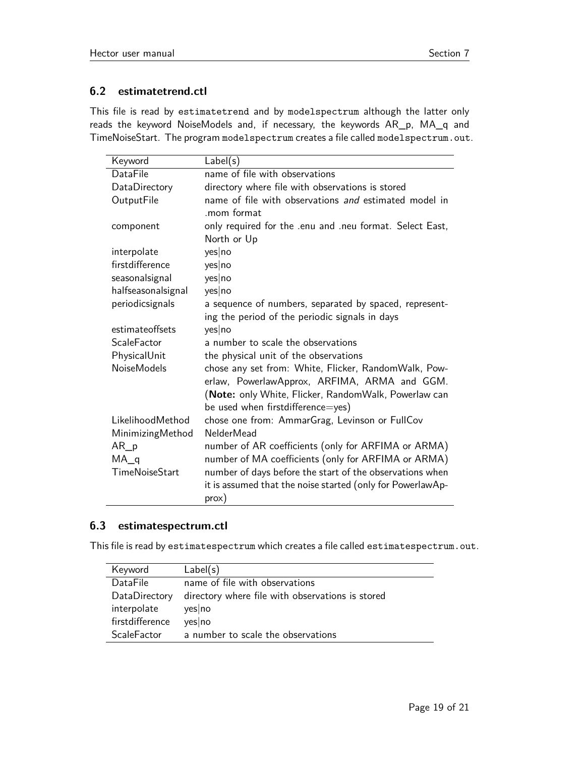## 6.2 estimatetrend.ctl

This file is read by `estimatetrend` and by `modelspectrum` although the latter only reads the keyword NoiseModels and, if necessary, the keywords AR_p, MA_q and TimeNoiseStart. The program `modelspectrum` creates a file called `modelspectrum.out`.

| Keyword | Label(s) |
|---|---|
| DataFile | name of file with observations |
| DataDirectory | directory where file with observations is stored |
| OutputFile | name of file with observations *and* estimated model in .mom format |
| component | only required for the .enu and .neu format. Select East, North or Up |
| interpolate | yes\|no |
| firstdifference | yes\|no |
| seasonalsignal | yes\|no |
| halfseasonalsignal | yes\|no |
| periodicsignals | a sequence of numbers, separated by spaced, representing the period of the periodic signals in days |
| estimateoffsets | yes\|no |
| ScaleFactor | a number to scale the observations |
| PhysicalUnit | the physical unit of the observations |
| NoiseModels | chose any set from: White, Flicker, RandomWalk, Powerlaw, PowerlawApprox, ARFIMA, ARMA and GGM. (**Note:** only White, Flicker, RandomWalk, Powerlaw can be used when firstdifference=yes) |
| LikelihoodMethod | chose one from: AmmarGrag, Levinson or FullCov |
| MinimizingMethod | NelderMead |
| AR_p | number of AR coefficients (only for ARFIMA or ARMA) |
| MA_q | number of MA coefficients (only for ARFIMA or ARMA) |
| TimeNoiseStart | number of days before the start of the observations when it is assumed that the noise started (only for PowerlawApprox) |

## 6.3 estimatespectrum.ctl

This file is read by `estimatespectrum` which creates a file called `estimatespectrum.out`.

| Keyword | Label(s) |
|---|---|
| DataFile | name of file with observations |
| DataDirectory | directory where file with observations is stored |
| interpolate | yes\|no |
| firstdifference | yes\|no |
| ScaleFactor | a number to scale the observations |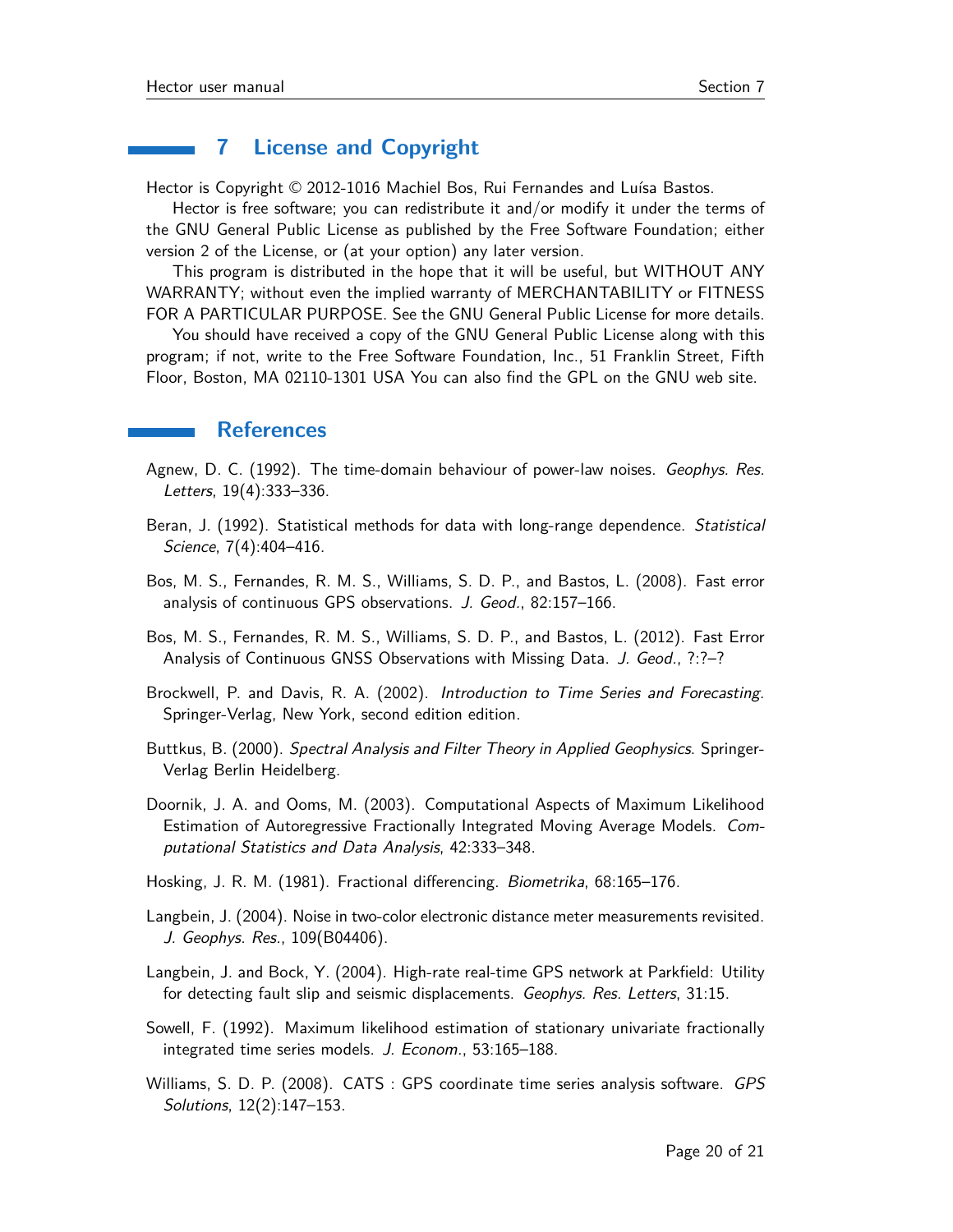# 7 License and Copyright

Hector is Copyright © 2012-1016 Machiel Bos, Rui Fernandes and Luísa Bastos.

Hector is free software; you can redistribute it and/or modify it under the terms of the GNU General Public License as published by the Free Software Foundation; either version 2 of the License, or (at your option) any later version.

This program is distributed in the hope that it will be useful, but WITHOUT ANY WARRANTY; without even the implied warranty of MERCHANTABILITY or FITNESS FOR A PARTICULAR PURPOSE. See the GNU General Public License for more details.

You should have received a copy of the GNU General Public License along with this program; if not, write to the Free Software Foundation, Inc., 51 Franklin Street, Fifth Floor, Boston, MA 02110-1301 USA You can also find the GPL on the GNU web site.

# References

Agnew, D. C. (1992). The time-domain behaviour of power-law noises. *Geophys. Res. Letters*, 19(4):333–336.

Beran, J. (1992). Statistical methods for data with long-range dependence. *Statistical Science*, 7(4):404–416.

Bos, M. S., Fernandes, R. M. S., Williams, S. D. P., and Bastos, L. (2008). Fast error analysis of continuous GPS observations. *J. Geod.*, 82:157–166.

Bos, M. S., Fernandes, R. M. S., Williams, S. D. P., and Bastos, L. (2012). Fast Error Analysis of Continuous GNSS Observations with Missing Data. *J. Geod.*, ?:?–?

Brockwell, P. and Davis, R. A. (2002). *Introduction to Time Series and Forecasting*. Springer-Verlag, New York, second edition edition.

Buttkus, B. (2000). *Spectral Analysis and Filter Theory in Applied Geophysics*. Springer-Verlag Berlin Heidelberg.

Doornik, J. A. and Ooms, M. (2003). Computational Aspects of Maximum Likelihood Estimation of Autoregressive Fractionally Integrated Moving Average Models. *Computational Statistics and Data Analysis*, 42:333–348.

Hosking, J. R. M. (1981). Fractional differencing. *Biometrika*, 68:165–176.

Langbein, J. (2004). Noise in two-color electronic distance meter measurements revisited. *J. Geophys. Res.*, 109(B04406).

Langbein, J. and Bock, Y. (2004). High-rate real-time GPS network at Parkfield: Utility for detecting fault slip and seismic displacements. *Geophys. Res. Letters*, 31:15.

Sowell, F. (1992). Maximum likelihood estimation of stationary univariate fractionally integrated time series models. *J. Econom.*, 53:165–188.

Williams, S. D. P. (2008). CATS : GPS coordinate time series analysis software. *GPS Solutions*, 12(2):147–153.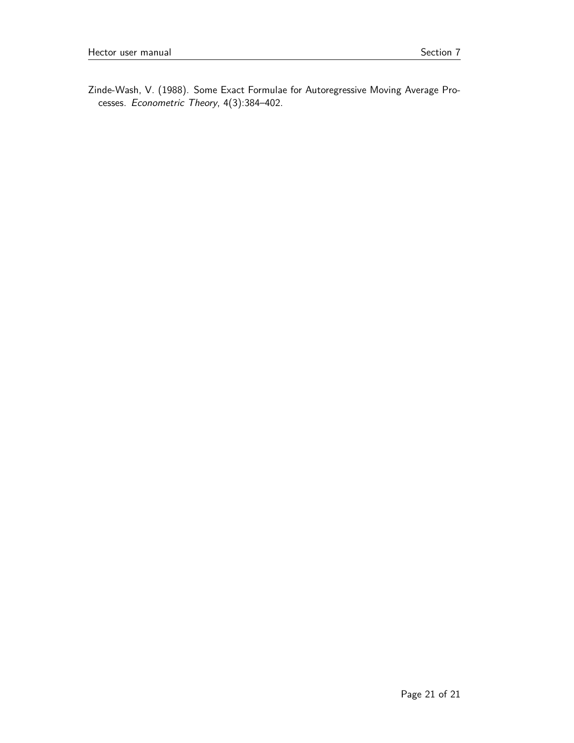Zinde-Wash, V. (1988). Some Exact Formulae for Autoregressive Moving Average Processes. *Econometric Theory*, 4(3):384–402.